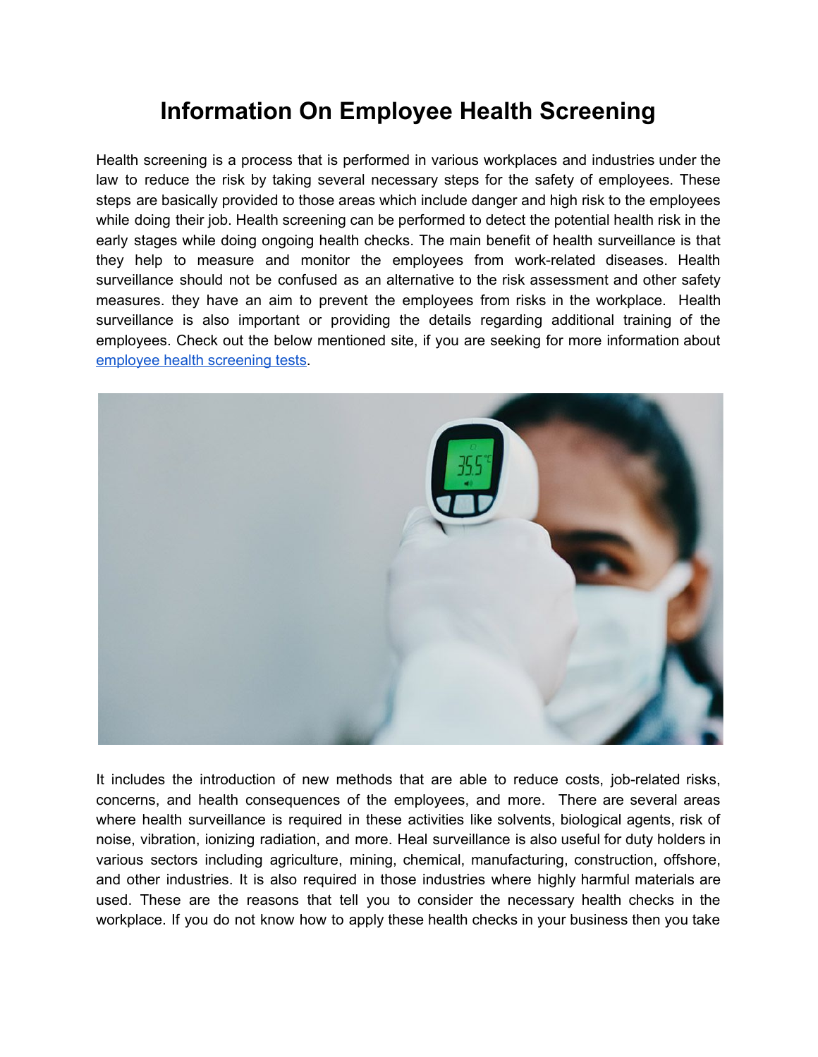# Information On Employee Health Screening

Health screening is a process that is performed in various workplaces and industries under the law to reduce the risk by taking several necessary steps for the safety of employees. These steps are basically provided to those areas which include danger and high risk to the employees while doing their job. Health screening can be performed to detect the potential health risk in the early stages while doing ongoing health checks. The main benefit of health surveillance is that they help to measure and monitor the employees from work-related diseases. Health surveillance should not be confused as an alternative to the risk assessment and other safety measures. they have an aim to prevent the employees from risks in the workplace. Health surveillance is also important or providing the details regarding additional training of the employees. Check out the below mentioned site, if you are seeking for more information about employee health screening tests.

It includes the introduction of new methods that are able to reduce costs, job-related risks, concerns, and health consequences of the employees, and more. There are several areas where health surveillance is required in these activities like solvents, biological agents, risk of noise, vibration, ionizing radiation, and more. Heal surveillance is also useful for duty holders in various sectors including agriculture, mining, chemical, manufacturing, construction, offshore, and other industries. It is also required in those industries where highly harmful materials are used. These are the reasons that tell you to consider the necessary health checks in the workplace. If you do not know how to apply these health checks in your business then you take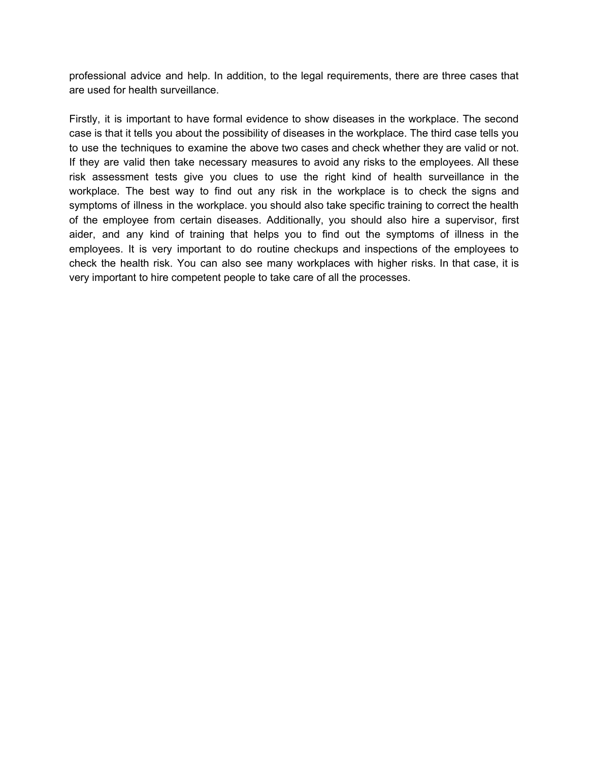professional advice and help. In addition, to the legal requirements, there are three cases that are used for health surveillance.

Firstly, it is important to have formal evidence to show diseases in the workplace. The second case is that it tells you about the possibility of diseases in the workplace. The third case tells you to use the techniques to examine the above two cases and check whether they are valid or not. If they are valid then take necessary measures to avoid any risks to the employees. All these risk assessment tests give you clues to use the right kind of health surveillance in the workplace. The best way to find out any risk in the workplace is to check the signs and symptoms of illness in the workplace. you should also take specific training to correct the health of the employee from certain diseases. Additionally, you should also hire a supervisor, first aider, and any kind of training that helps you to find out the symptoms of illness in the employees. It is very important to do routine checkups and inspections of the employees to check the health risk. You can also see many workplaces with higher risks. In that case, it is very important to hire competent people to take care of all the processes.